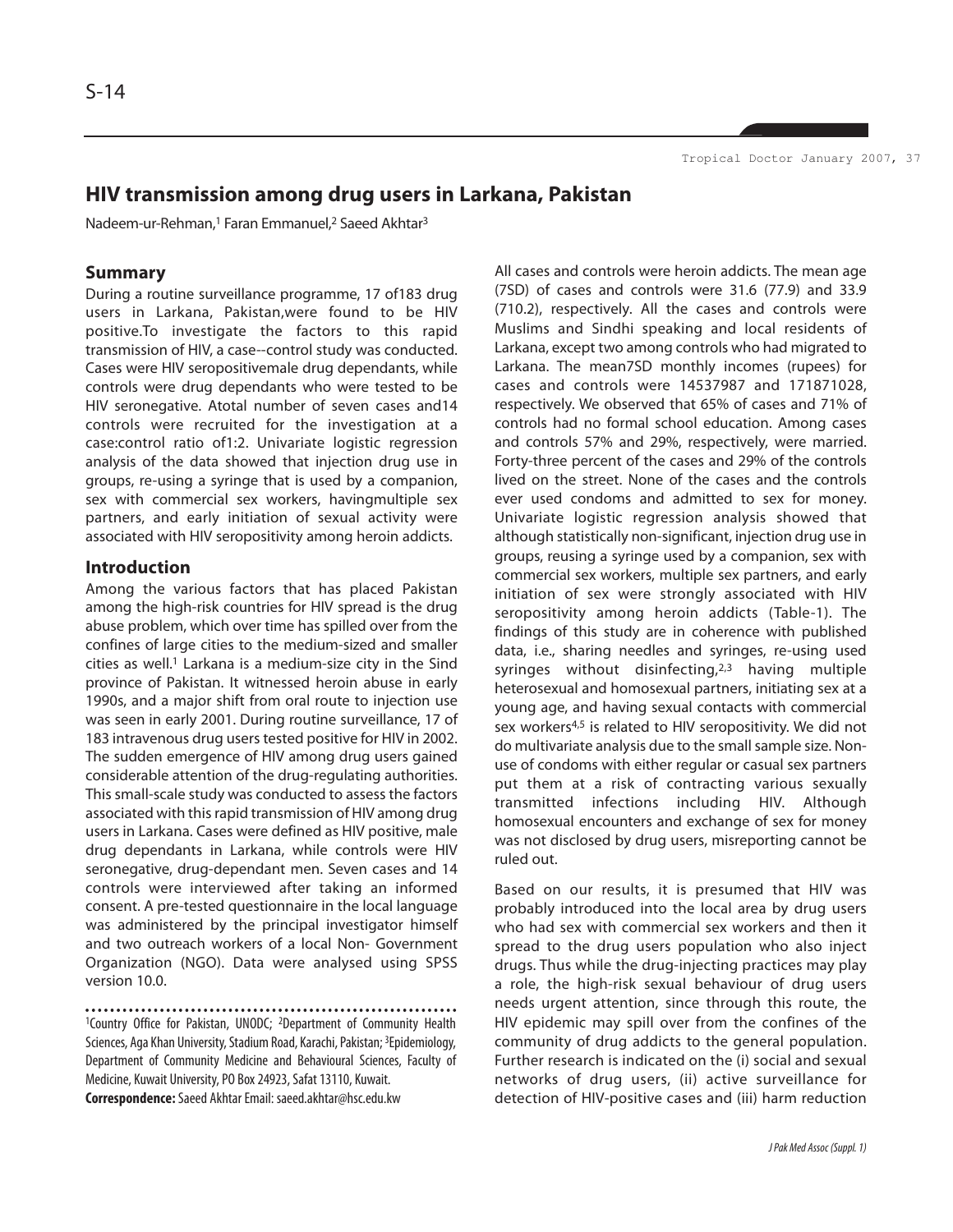# HIV transmission among drug users in Larkana, Pakistan

Nadeem-ur-Rehman,[1] Faran Emmanuel,[2] Saeed Akhtar[3]

## Summary

During a routine surveillance programme, 17 of183 drug users in Larkana, Pakistan,were found to be HIV positive.To investigate the factors to this rapid transmission of HIV, a case--control study was conducted. Cases were HIV seropositivemale drug dependants, while controls were drug dependants who were tested to be HIV seronegative. Atotal number of seven cases and14 controls were recruited for the investigation at a case:control ratio of1:2. Univariate logistic regression analysis of the data showed that injection drug use in groups, re-using a syringe that is used by a companion, sex with commercial sex workers, havingmultiple sex partners, and early initiation of sexual activity were associated with HIV seropositivity among heroin addicts.

## Introduction

Among the various factors that has placed Pakistan among the high-risk countries for HIV spread is the drug abuse problem, which over time has spilled over from the confines of large cities to the medium-sized and smaller cities as well.[1] Larkana is a medium-size city in the Sind province of Pakistan. It witnessed heroin abuse in early 1990s, and a major shift from oral route to injection use was seen in early 2001. During routine surveillance, 17 of 183 intravenous drug users tested positive for HIV in 2002. The sudden emergence of HIV among drug users gained considerable attention of the drug-regulating authorities. This small-scale study was conducted to assess the factors associated with this rapid transmission of HIV among drug users in Larkana. Cases were defined as HIV positive, male drug dependants in Larkana, while controls were HIV seronegative, drug-dependant men. Seven cases and 14 controls were interviewed after taking an informed consent. A pre-tested questionnaire in the local language was administered by the principal investigator himself and two outreach workers of a local Non- Government Organization (NGO). Data were analysed using SPSS version 10.0.

All cases and controls were heroin addicts. The mean age (7SD) of cases and controls were 31.6 (77.9) and 33.9 (710.2), respectively. All the cases and controls were Muslims and Sindhi speaking and local residents of Larkana, except two among controls who had migrated to Larkana. The mean7SD monthly incomes (rupees) for cases and controls were 14537987 and 171871028, respectively. We observed that 65% of cases and 71% of controls had no formal school education. Among cases and controls 57% and 29%, respectively, were married. Forty-three percent of the cases and 29% of the controls lived on the street. None of the cases and the controls ever used condoms and admitted to sex for money. Univariate logistic regression analysis showed that although statistically non-significant, injection drug use in groups, reusing a syringe used by a companion, sex with commercial sex workers, multiple sex partners, and early initiation of sex were strongly associated with HIV seropositivity among heroin addicts (Table-1). The findings of this study are in coherence with published data, i.e., sharing needles and syringes, re-using used syringes without disinfecting,[2,3] having multiple heterosexual and homosexual partners, initiating sex at a young age, and having sexual contacts with commercial sex workers[4,5] is related to HIV seropositivity. We did not do multivariate analysis due to the small sample size. Non-use of condoms with either regular or casual sex partners put them at a risk of contracting various sexually transmitted infections including HIV. Although homosexual encounters and exchange of sex for money was not disclosed by drug users, misreporting cannot be ruled out.

Based on our results, it is presumed that HIV was probably introduced into the local area by drug users who had sex with commercial sex workers and then it spread to the drug users population who also inject drugs. Thus while the drug-injecting practices may play a role, the high-risk sexual behaviour of drug users needs urgent attention, since through this route, the HIV epidemic may spill over from the confines of the community of drug addicts to the general population. Further research is indicated on the (i) social and sexual networks of drug users, (ii) active surveillance for detection of HIV-positive cases and (iii) harm reduction

---

[1]Country Office for Pakistan, UNODC; [2]Department of Community Health Sciences, Aga Khan University, Stadium Road, Karachi, Pakistan; [3]Epidemiology, Department of Community Medicine and Behavioural Sciences, Faculty of Medicine, Kuwait University, PO Box 24923, Safat 13110, Kuwait.

**Correspondence:** Saeed Akhtar Email: saeed.akhtar@hsc.edu.kw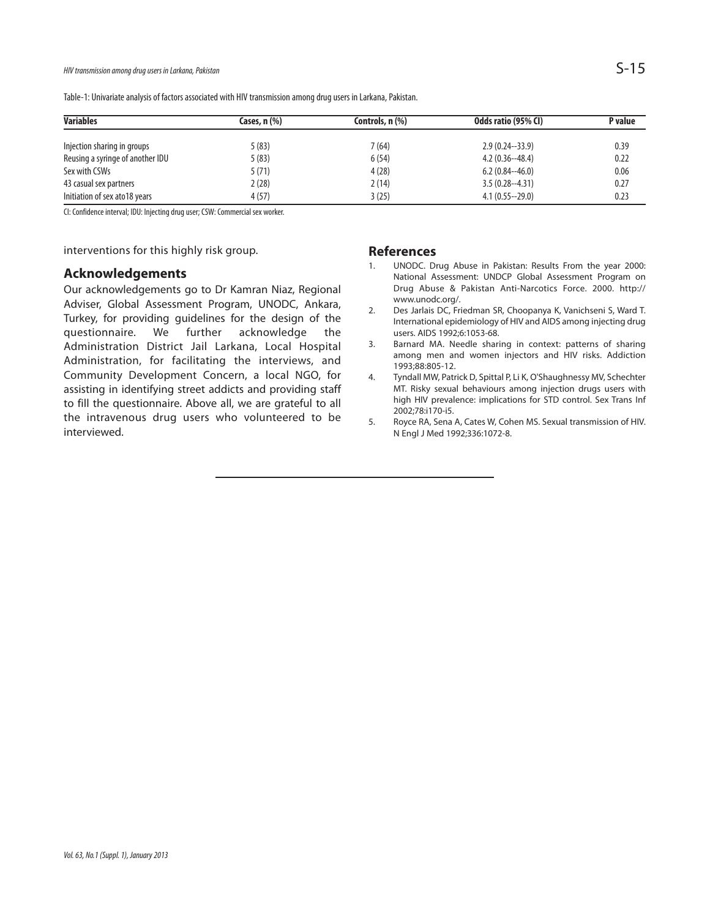Table-1: Univariate analysis of factors associated with HIV transmission among drug users in Larkana, Pakistan.

| Variables | Cases, n (%) | Controls, n (%) | Odds ratio (95% CI) | P value |
|---|---|---|---|---|
| Injection sharing in groups | 5 (83) | 7 (64) | 2.9 (0.24--33.9) | 0.39 |
| Reusing a syringe of another IDU | 5 (83) | 6 (54) | 4.2 (0.36--48.4) | 0.22 |
| Sex with CSWs | 5 (71) | 4 (28) | 6.2 (0.84--46.0) | 0.06 |
| 43 casual sex partners | 2 (28) | 2 (14) | 3.5 (0.28--4.31) | 0.27 |
| Initiation of sex ato18 years | 4 (57) | 3 (25) | 4.1 (0.55--29.0) | 0.23 |

CI: Confidence interval; IDU: Injecting drug user; CSW: Commercial sex worker.

interventions for this highly risk group.

## Acknowledgements

Our acknowledgements go to Dr Kamran Niaz, Regional Adviser, Global Assessment Program, UNODC, Ankara, Turkey, for providing guidelines for the design of the questionnaire. We further acknowledge the Administration District Jail Larkana, Local Hospital Administration, for facilitating the interviews, and Community Development Concern, a local NGO, for assisting in identifying street addicts and providing staff to fill the questionnaire. Above all, we are grateful to all the intravenous drug users who volunteered to be interviewed.

## References

1. UNODC. Drug Abuse in Pakistan: Results From the year 2000: National Assessment: UNDCP Global Assessment Program on Drug Abuse & Pakistan Anti-Narcotics Force. 2000. http://www.unodc.org/.
2. Des Jarlais DC, Friedman SR, Choopanya K, Vanichseni S, Ward T. International epidemiology of HIV and AIDS among injecting drug users. AIDS 1992;6:1053-68.
3. Barnard MA. Needle sharing in context: patterns of sharing among men and women injectors and HIV risks. Addiction 1993;88:805-12.
4. Tyndall MW, Patrick D, Spittal P, Li K, O'Shaughnessy MV, Schechter MT. Risky sexual behaviours among injection drugs users with high HIV prevalence: implications for STD control. Sex Trans Inf 2002;78:i170-i5.
5. Royce RA, Sena A, Cates W, Cohen MS. Sexual transmission of HIV. N Engl J Med 1992;336:1072-8.